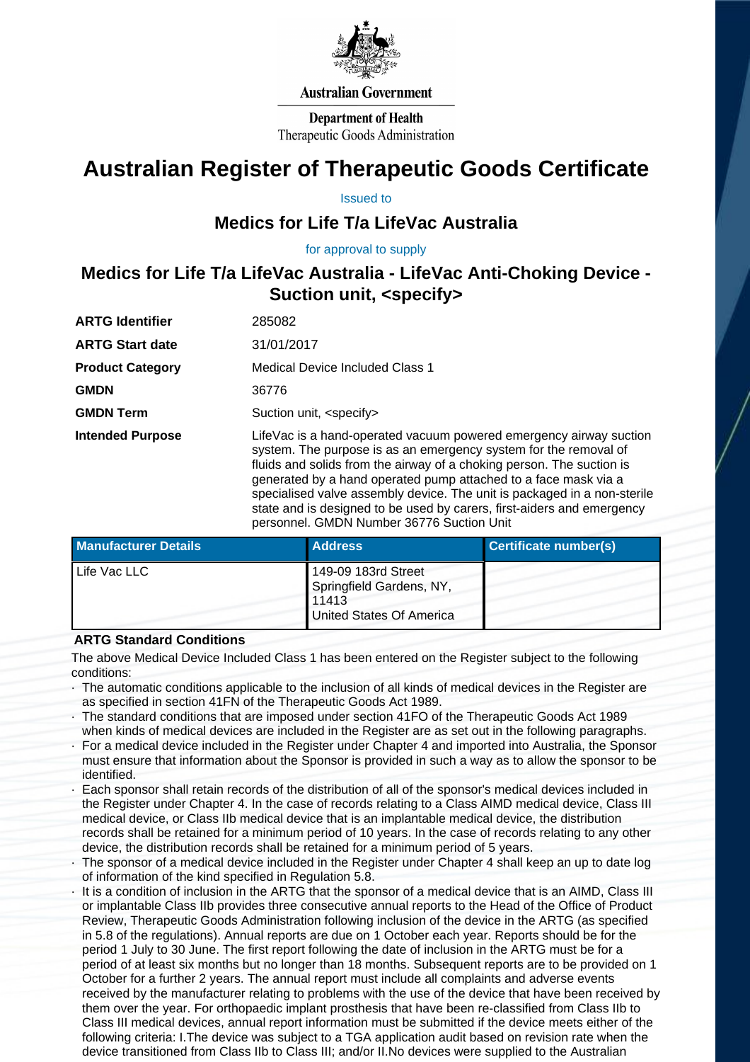Australian Government

Department of Health
Therapeutic Goods Administration

# Australian Register of Therapeutic Goods Certificate

Issued to

## Medics for Life T/a LifeVac Australia

for approval to supply

## Medics for Life T/a LifeVac Australia - LifeVac Anti-Choking Device - Suction unit, <specify>

| | |
|---|---|
| **ARTG Identifier** | 285082 |
| **ARTG Start date** | 31/01/2017 |
| **Product Category** | Medical Device Included Class 1 |
| **GMDN** | 36776 |
| **GMDN Term** | Suction unit, <specify> |
| **Intended Purpose** | LifeVac is a hand-operated vacuum powered emergency airway suction system. The purpose is as an emergency system for the removal of fluids and solids from the airway of a choking person. The suction is generated by a hand operated pump attached to a face mask via a specialised valve assembly device. The unit is packaged in a non-sterile state and is designed to be used by carers, first-aiders and emergency personnel. GMDN Number 36776 Suction Unit |

| Manufacturer Details | Address | Certificate number(s) |
|---|---|---|
| Life Vac LLC | 149-09 183rd Street Springfield Gardens, NY, 11413 United States Of America | |

**ARTG Standard Conditions**

The above Medical Device Included Class 1 has been entered on the Register subject to the following conditions:

- The automatic conditions applicable to the inclusion of all kinds of medical devices in the Register are as specified in section 41FN of the Therapeutic Goods Act 1989.
- The standard conditions that are imposed under section 41FO of the Therapeutic Goods Act 1989 when kinds of medical devices are included in the Register are as set out in the following paragraphs.
- For a medical device included in the Register under Chapter 4 and imported into Australia, the Sponsor must ensure that information about the Sponsor is provided in such a way as to allow the sponsor to be identified.
- Each sponsor shall retain records of the distribution of all of the sponsor's medical devices included in the Register under Chapter 4. In the case of records relating to a Class AIMD medical device, Class III medical device, or Class IIb medical device that is an implantable medical device, the distribution records shall be retained for a minimum period of 10 years. In the case of records relating to any other device, the distribution records shall be retained for a minimum period of 5 years.
- The sponsor of a medical device included in the Register under Chapter 4 shall keep an up to date log of information of the kind specified in Regulation 5.8.
- It is a condition of inclusion in the ARTG that the sponsor of a medical device that is an AIMD, Class III or implantable Class IIb provides three consecutive annual reports to the Head of the Office of Product Review, Therapeutic Goods Administration following inclusion of the device in the ARTG (as specified in 5.8 of the regulations). Annual reports are due on 1 October each year. Reports should be for the period 1 July to 30 June. The first report following the date of inclusion in the ARTG must be for a period of at least six months but no longer than 18 months. Subsequent reports are to be provided on 1 October for a further 2 years. The annual report must include all complaints and adverse events received by the manufacturer relating to problems with the use of the device that have been received by them over the year. For orthopaedic implant prosthesis that have been re-classified from Class IIb to Class III medical devices, annual report information must be submitted if the device meets either of the following criteria: I.The device was subject to a TGA application audit based on revision rate when the device transitioned from Class IIb to Class III; and/or II.No devices were supplied to the Australian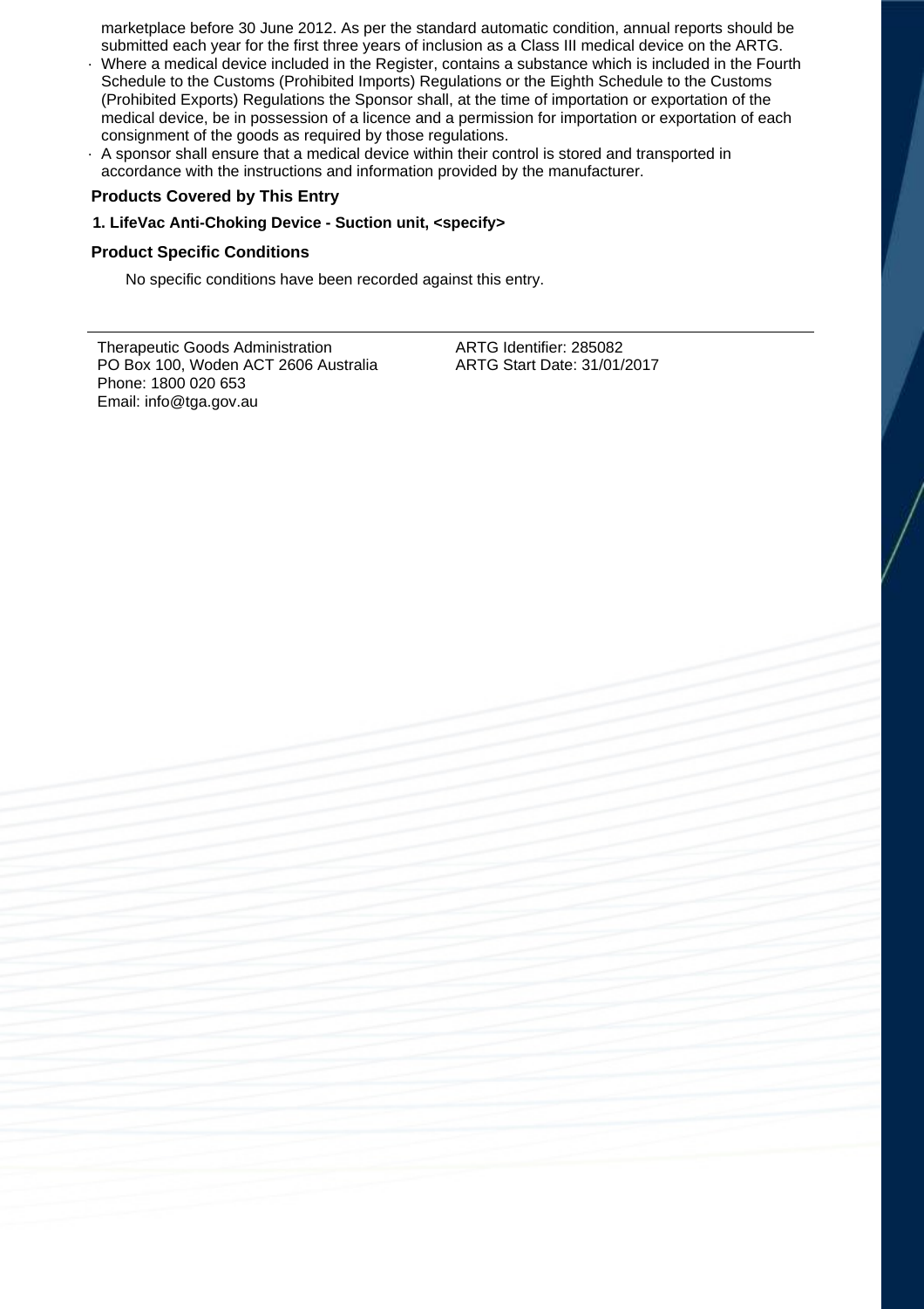marketplace before 30 June 2012. As per the standard automatic condition, annual reports should be submitted each year for the first three years of inclusion as a Class III medical device on the ARTG.

- Where a medical device included in the Register, contains a substance which is included in the Fourth Schedule to the Customs (Prohibited Imports) Regulations or the Eighth Schedule to the Customs (Prohibited Exports) Regulations the Sponsor shall, at the time of importation or exportation of the medical device, be in possession of a licence and a permission for importation or exportation of each consignment of the goods as required by those regulations.
- A sponsor shall ensure that a medical device within their control is stored and transported in accordance with the instructions and information provided by the manufacturer.

**Products Covered by This Entry**

**1. LifeVac Anti-Choking Device - Suction unit, <specify>**

**Product Specific Conditions**

No specific conditions have been recorded against this entry.

---

Therapeutic Goods Administration
PO Box 100, Woden ACT 2606 Australia
Phone: 1800 020 653
Email: info@tga.gov.au

ARTG Identifier: 285082
ARTG Start Date: 31/01/2017